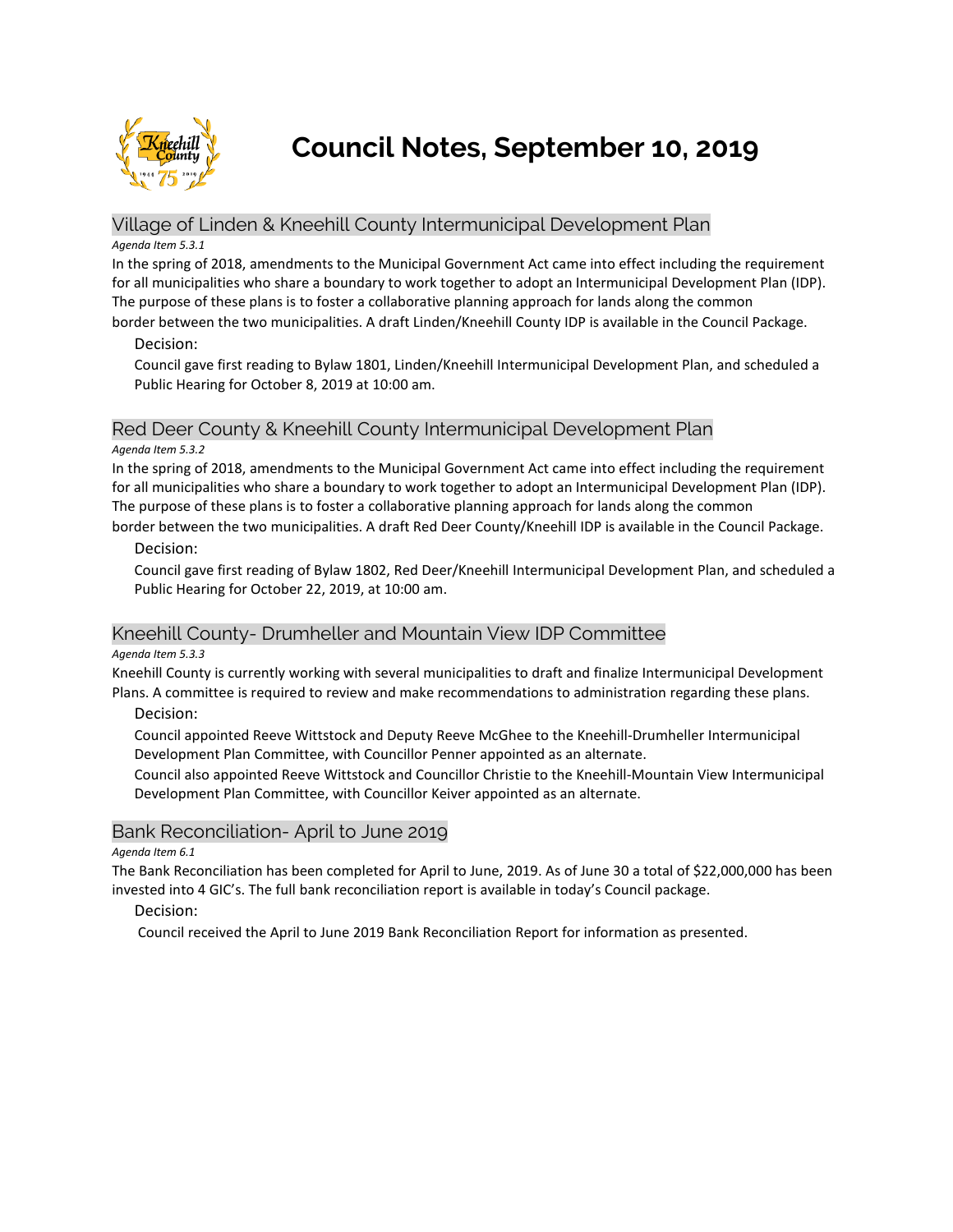# Council Notes, September 10, 2019

## Village of Linden & Kneehill County Intermunicipal Development Plan

*Agenda Item 5.3.1*

In the spring of 2018, amendments to the Municipal Government Act came into effect including the requirement for all municipalities who share a boundary to work together to adopt an Intermunicipal Development Plan (IDP). The purpose of these plans is to foster a collaborative planning approach for lands along the common border between the two municipalities. A draft Linden/Kneehill County IDP is available in the Council Package.

Decision:

Council gave first reading to Bylaw 1801, Linden/Kneehill Intermunicipal Development Plan, and scheduled a Public Hearing for October 8, 2019 at 10:00 am.

## Red Deer County & Kneehill County Intermunicipal Development Plan

*Agenda Item 5.3.2*

In the spring of 2018, amendments to the Municipal Government Act came into effect including the requirement for all municipalities who share a boundary to work together to adopt an Intermunicipal Development Plan (IDP). The purpose of these plans is to foster a collaborative planning approach for lands along the common border between the two municipalities. A draft Red Deer County/Kneehill IDP is available in the Council Package.

Decision:

Council gave first reading of Bylaw 1802, Red Deer/Kneehill Intermunicipal Development Plan, and scheduled a Public Hearing for October 22, 2019, at 10:00 am.

## Kneehill County- Drumheller and Mountain View IDP Committee

*Agenda Item 5.3.3*

Kneehill County is currently working with several municipalities to draft and finalize Intermunicipal Development Plans. A committee is required to review and make recommendations to administration regarding these plans.

Decision:

Council appointed Reeve Wittstock and Deputy Reeve McGhee to the Kneehill-Drumheller Intermunicipal Development Plan Committee, with Councillor Penner appointed as an alternate.

Council also appointed Reeve Wittstock and Councillor Christie to the Kneehill-Mountain View Intermunicipal Development Plan Committee, with Councillor Keiver appointed as an alternate.

## Bank Reconciliation- April to June 2019

*Agenda Item 6.1*

The Bank Reconciliation has been completed for April to June, 2019. As of June 30 a total of $22,000,000 has been invested into 4 GIC's. The full bank reconciliation report is available in today's Council package.

Decision:

Council received the April to June 2019 Bank Reconciliation Report for information as presented.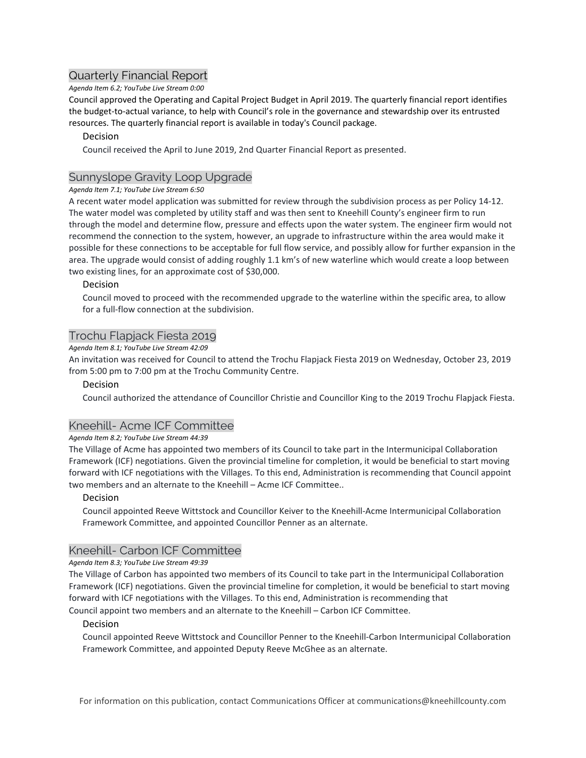## Quarterly Financial Report

*Agenda Item 6.2; YouTube Live Stream 0:00*

Council approved the Operating and Capital Project Budget in April 2019. The quarterly financial report identifies the budget-to-actual variance, to help with Council's role in the governance and stewardship over its entrusted resources. The quarterly financial report is available in today's Council package.

### Decision

Council received the April to June 2019, 2nd Quarter Financial Report as presented.

## Sunnyslope Gravity Loop Upgrade

*Agenda Item 7.1; YouTube Live Stream 6:50*

A recent water model application was submitted for review through the subdivision process as per Policy 14-12. The water model was completed by utility staff and was then sent to Kneehill County's engineer firm to run through the model and determine flow, pressure and effects upon the water system. The engineer firm would not recommend the connection to the system, however, an upgrade to infrastructure within the area would make it possible for these connections to be acceptable for full flow service, and possibly allow for further expansion in the area. The upgrade would consist of adding roughly 1.1 km's of new waterline which would create a loop between two existing lines, for an approximate cost of $30,000.

### Decision

Council moved to proceed with the recommended upgrade to the waterline within the specific area, to allow for a full-flow connection at the subdivision.

## Trochu Flapjack Fiesta 2019

*Agenda Item 8.1; YouTube Live Stream 42:09*

An invitation was received for Council to attend the Trochu Flapjack Fiesta 2019 on Wednesday, October 23, 2019 from 5:00 pm to 7:00 pm at the Trochu Community Centre.

### Decision

Council authorized the attendance of Councillor Christie and Councillor King to the 2019 Trochu Flapjack Fiesta.

## Kneehill- Acme ICF Committee

*Agenda Item 8.2; YouTube Live Stream 44:39*

The Village of Acme has appointed two members of its Council to take part in the Intermunicipal Collaboration Framework (ICF) negotiations. Given the provincial timeline for completion, it would be beneficial to start moving forward with ICF negotiations with the Villages. To this end, Administration is recommending that Council appoint two members and an alternate to the Kneehill – Acme ICF Committee..

### Decision

Council appointed Reeve Wittstock and Councillor Keiver to the Kneehill-Acme Intermunicipal Collaboration Framework Committee, and appointed Councillor Penner as an alternate.

## Kneehill- Carbon ICF Committee

*Agenda Item 8.3; YouTube Live Stream 49:39*

The Village of Carbon has appointed two members of its Council to take part in the Intermunicipal Collaboration Framework (ICF) negotiations. Given the provincial timeline for completion, it would be beneficial to start moving forward with ICF negotiations with the Villages. To this end, Administration is recommending that Council appoint two members and an alternate to the Kneehill – Carbon ICF Committee.

### Decision

Council appointed Reeve Wittstock and Councillor Penner to the Kneehill-Carbon Intermunicipal Collaboration Framework Committee, and appointed Deputy Reeve McGhee as an alternate.

For information on this publication, contact Communications Officer at communications@kneehillcounty.com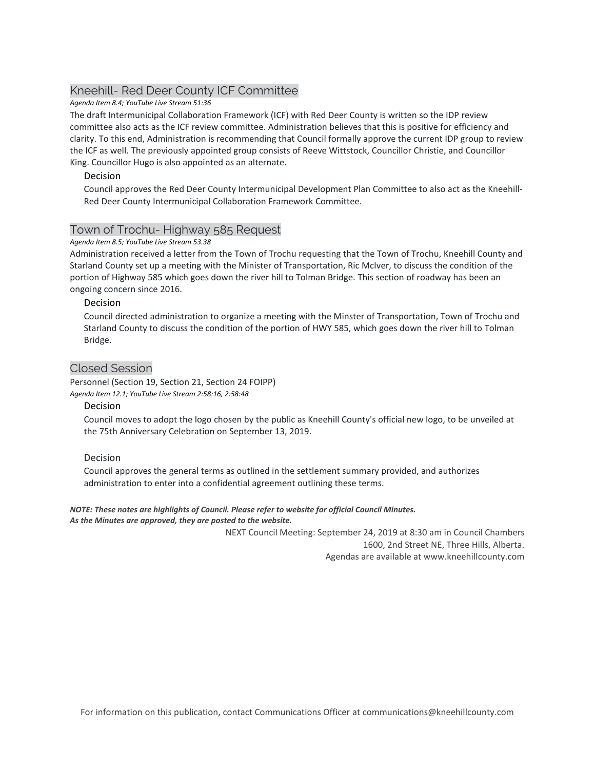## Kneehill- Red Deer County ICF Committee

*Agenda Item 8.4; YouTube Live Stream 51:36*

The draft Intermunicipal Collaboration Framework (ICF) with Red Deer County is written so the IDP review committee also acts as the ICF review committee. Administration believes that this is positive for efficiency and clarity. To this end, Administration is recommending that Council formally approve the current IDP group to review the ICF as well. The previously appointed group consists of Reeve Wittstock, Councillor Christie, and Councillor King. Councillor Hugo is also appointed as an alternate.

### Decision

Council approves the Red Deer County Intermunicipal Development Plan Committee to also act as the Kneehill-Red Deer County Intermunicipal Collaboration Framework Committee.

## Town of Trochu- Highway 585 Request

*Agenda Item 8.5; YouTube Live Stream 53.38*

Administration received a letter from the Town of Trochu requesting that the Town of Trochu, Kneehill County and Starland County set up a meeting with the Minister of Transportation, Ric McIver, to discuss the condition of the portion of Highway 585 which goes down the river hill to Tolman Bridge. This section of roadway has been an ongoing concern since 2016.

### Decision

Council directed administration to organize a meeting with the Minster of Transportation, Town of Trochu and Starland County to discuss the condition of the portion of HWY 585, which goes down the river hill to Tolman Bridge.

## Closed Session

Personnel (Section 19, Section 21, Section 24 FOIPP)

*Agenda Item 12.1; YouTube Live Stream 2:58:16, 2:58:48*

### Decision

Council moves to adopt the logo chosen by the public as Kneehill County's official new logo, to be unveiled at the 75th Anniversary Celebration on September 13, 2019.

### Decision

Council approves the general terms as outlined in the settlement summary provided, and authorizes administration to enter into a confidential agreement outlining these terms.

***NOTE: These notes are highlights of Council. Please refer to website for official Council Minutes. As the Minutes are approved, they are posted to the website.***

NEXT Council Meeting: September 24, 2019 at 8:30 am in Council Chambers
1600, 2nd Street NE, Three Hills, Alberta.
Agendas are available at www.kneehillcounty.com

For information on this publication, contact Communications Officer at communications@kneehillcounty.com